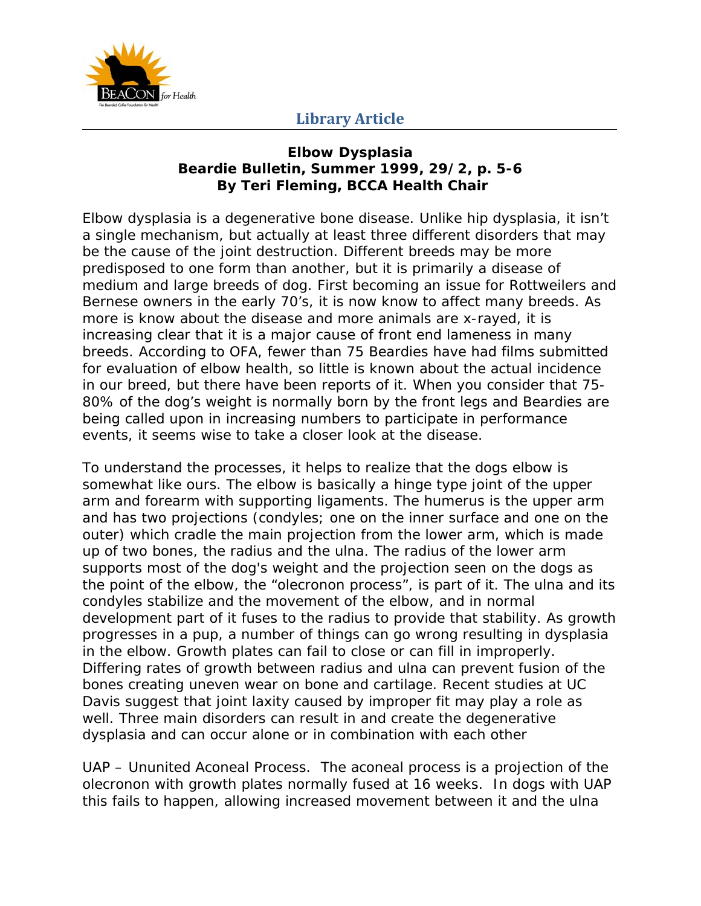**Library Article**

### Elbow Dysplasia
### Beardie Bulletin, Summer 1999, 29/2, p. 5-6
### By Teri Fleming, BCCA Health Chair

Elbow dysplasia is a degenerative bone disease. Unlike hip dysplasia, it isn't a single mechanism, but actually at least three different disorders that may be the cause of the joint destruction. Different breeds may be more predisposed to one form than another, but it is primarily a disease of medium and large breeds of dog. First becoming an issue for Rottweilers and Bernese owners in the early 70's, it is now know to affect many breeds. As more is know about the disease and more animals are x-rayed, it is increasing clear that it is a major cause of front end lameness in many breeds. According to OFA, fewer than 75 Beardies have had films submitted for evaluation of elbow health, so little is known about the actual incidence in our breed, but there have been reports of it. When you consider that 75-80% of the dog's weight is normally born by the front legs and Beardies are being called upon in increasing numbers to participate in performance events, it seems wise to take a closer look at the disease.

To understand the processes, it helps to realize that the dogs elbow is somewhat like ours. The elbow is basically a hinge type joint of the upper arm and forearm with supporting ligaments. The humerus is the upper arm and has two projections (condyles; one on the inner surface and one on the outer) which cradle the main projection from the lower arm, which is made up of two bones, the radius and the ulna. The radius of the lower arm supports most of the dog's weight and the projection seen on the dogs as the point of the elbow, the "olecronon process", is part of it. The ulna and its condyles stabilize and the movement of the elbow, and in normal development part of it fuses to the radius to provide that stability. As growth progresses in a pup, a number of things can go wrong resulting in dysplasia in the elbow. Growth plates can fail to close or can fill in improperly. Differing rates of growth between radius and ulna can prevent fusion of the bones creating uneven wear on bone and cartilage. Recent studies at UC Davis suggest that joint laxity caused by improper fit may play a role as well. Three main disorders can result in and create the degenerative dysplasia and can occur alone or in combination with each other

UAP – Ununited Aconeal Process. The aconeal process is a projection of the olecronon with growth plates normally fused at 16 weeks. In dogs with UAP this fails to happen, allowing increased movement between it and the ulna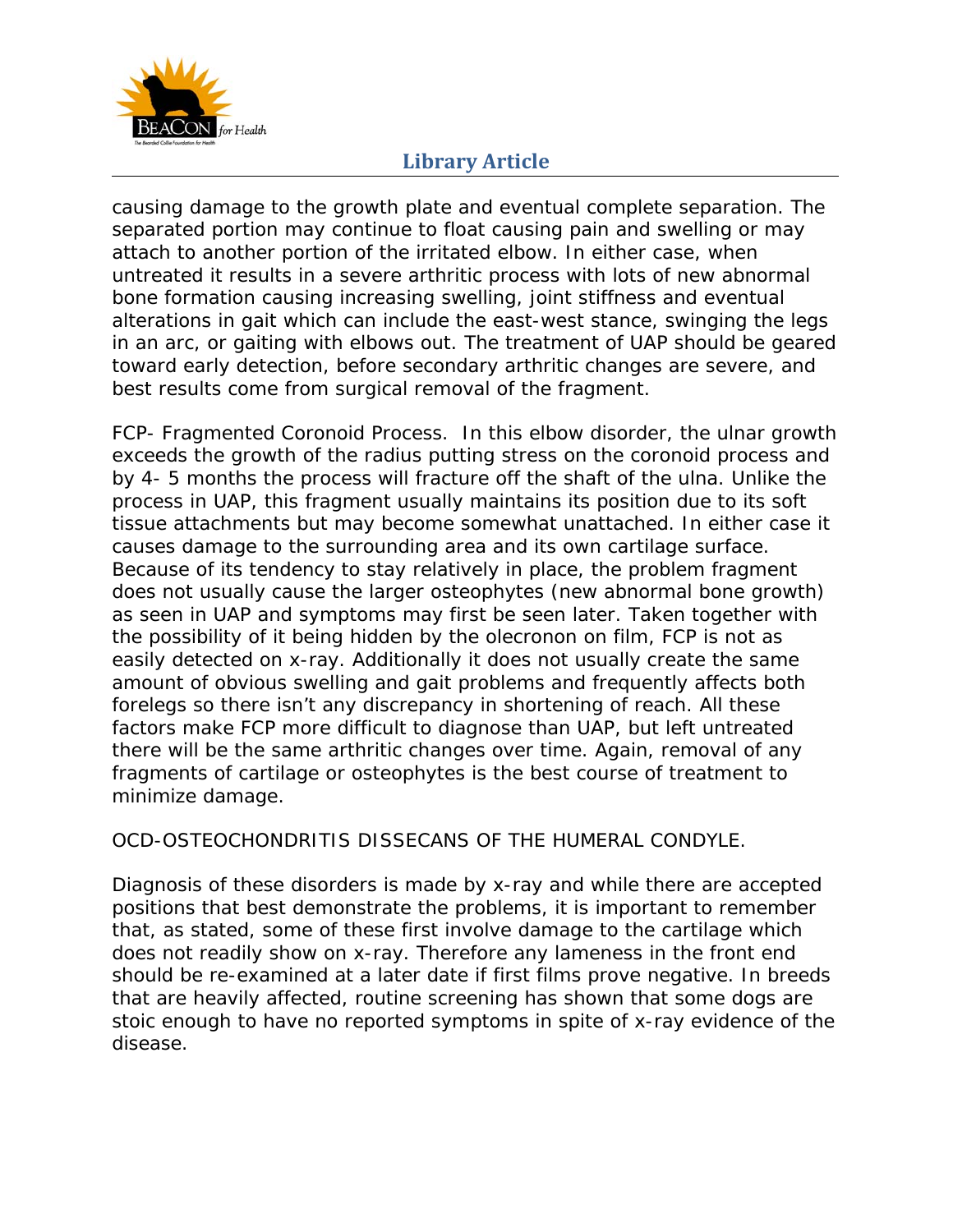causing damage to the growth plate and eventual complete separation. The separated portion may continue to float causing pain and swelling or may attach to another portion of the irritated elbow. In either case, when untreated it results in a severe arthritic process with lots of new abnormal bone formation causing increasing swelling, joint stiffness and eventual alterations in gait which can include the east-west stance, swinging the legs in an arc, or gaiting with elbows out. The treatment of UAP should be geared toward early detection, before secondary arthritic changes are severe, and best results come from surgical removal of the fragment.

FCP- Fragmented Coronoid Process. In this elbow disorder, the ulnar growth exceeds the growth of the radius putting stress on the coronoid process and by 4- 5 months the process will fracture off the shaft of the ulna. Unlike the process in UAP, this fragment usually maintains its position due to its soft tissue attachments but may become somewhat unattached. In either case it causes damage to the surrounding area and its own cartilage surface. Because of its tendency to stay relatively in place, the problem fragment does not usually cause the larger osteophytes (new abnormal bone growth) as seen in UAP and symptoms may first be seen later. Taken together with the possibility of it being hidden by the olecronon on film, FCP is not as easily detected on x-ray. Additionally it does not usually create the same amount of obvious swelling and gait problems and frequently affects both forelegs so there isn't any discrepancy in shortening of reach. All these factors make FCP more difficult to diagnose than UAP, but left untreated there will be the same arthritic changes over time. Again, removal of any fragments of cartilage or osteophytes is the best course of treatment to minimize damage.

OCD-OSTEOCHONDRITIS DISSECANS OF THE HUMERAL CONDYLE.

Diagnosis of these disorders is made by x-ray and while there are accepted positions that best demonstrate the problems, it is important to remember that, as stated, some of these first involve damage to the cartilage which does not readily show on x-ray. Therefore any lameness in the front end should be re-examined at a later date if first films prove negative. In breeds that are heavily affected, routine screening has shown that some dogs are stoic enough to have no reported symptoms in spite of x-ray evidence of the disease.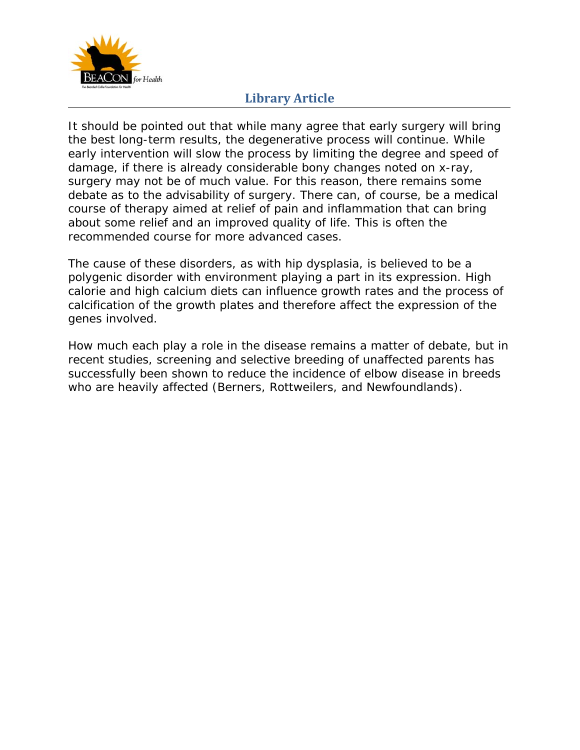It should be pointed out that while many agree that early surgery will bring the best long-term results, the degenerative process will continue. While early intervention will slow the process by limiting the degree and speed of damage, if there is already considerable bony changes noted on x-ray, surgery may not be of much value. For this reason, there remains some debate as to the advisability of surgery. There can, of course, be a medical course of therapy aimed at relief of pain and inflammation that can bring about some relief and an improved quality of life. This is often the recommended course for more advanced cases.

The cause of these disorders, as with hip dysplasia, is believed to be a polygenic disorder with environment playing a part in its expression. High calorie and high calcium diets can influence growth rates and the process of calcification of the growth plates and therefore affect the expression of the genes involved.

How much each play a role in the disease remains a matter of debate, but in recent studies, screening and selective breeding of unaffected parents has successfully been shown to reduce the incidence of elbow disease in breeds who are heavily affected (Berners, Rottweilers, and Newfoundlands).